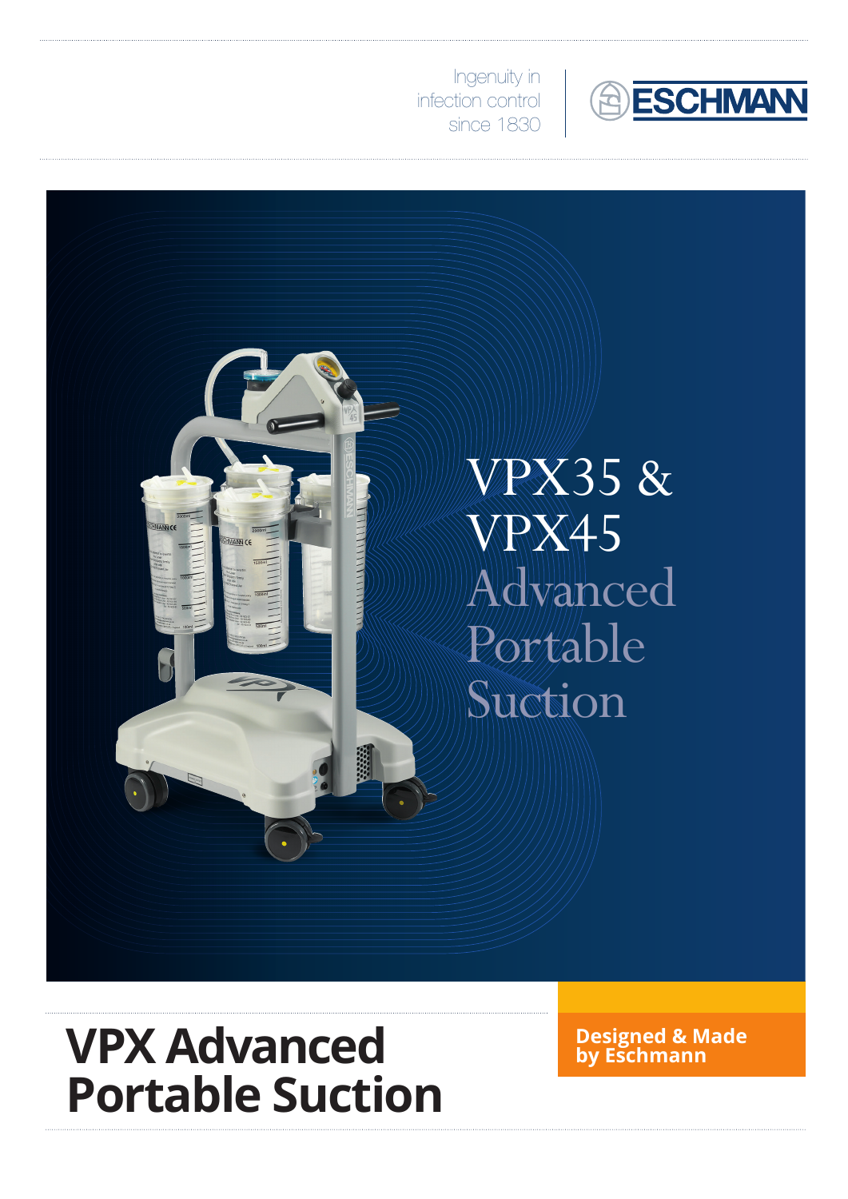Ingenuity in infection control since 1830

ESCHMANN

# VPX35 & VPX45 Advanced Portable Suction

# VPX Advanced Portable Suction

**Designed & Made by Eschmann**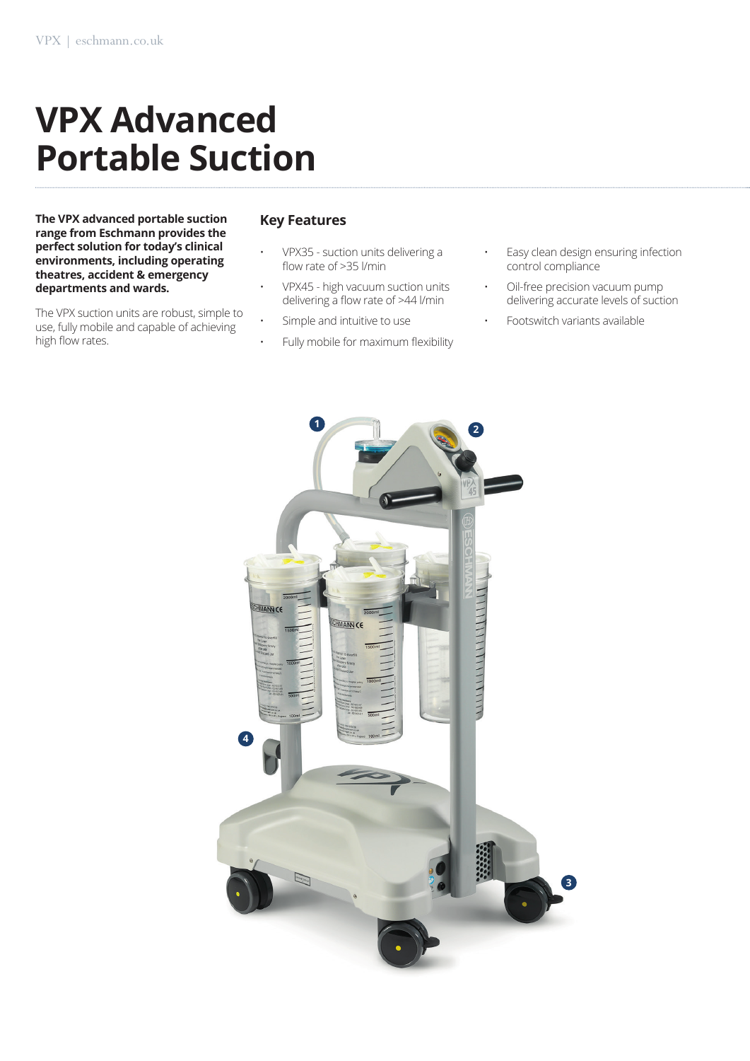# VPX Advanced Portable Suction

**The VPX advanced portable suction range from Eschmann provides the perfect solution for today's clinical environments, including operating theatres, accident & emergency departments and wards.**

The VPX suction units are robust, simple to use, fully mobile and capable of achieving high flow rates.

## Key Features

- VPX35 - suction units delivering a flow rate of >35 l/min
- VPX45 - high vacuum suction units delivering a flow rate of >44 l/min
- Simple and intuitive to use
- Fully mobile for maximum flexibility
- Easy clean design ensuring infection control compliance
- Oil-free precision vacuum pump delivering accurate levels of suction
- Footswitch variants available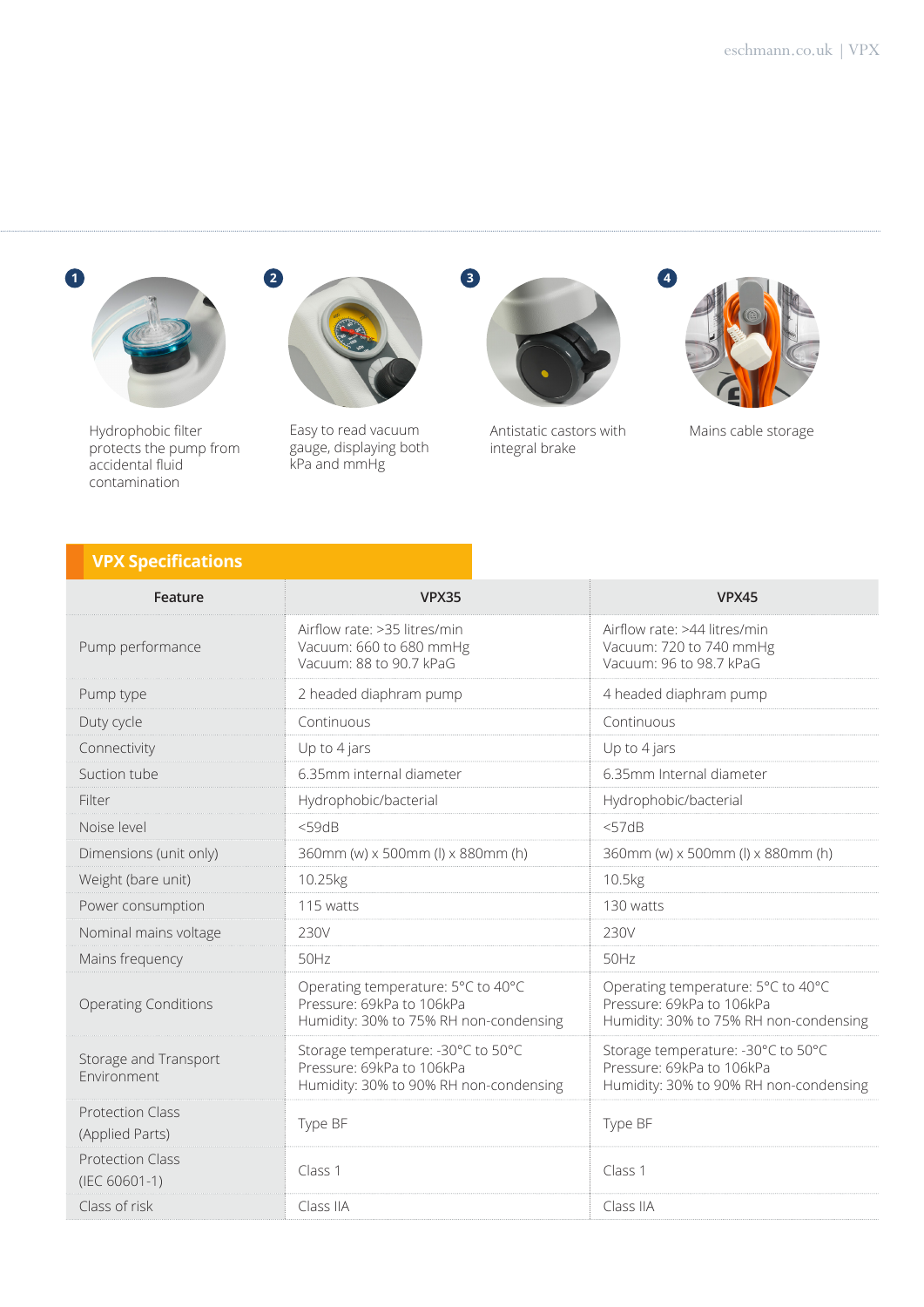1. Hydrophobic filter protects the pump from accidental fluid contamination
2. Easy to read vacuum gauge, displaying both kPa and mmHg
3. Antistatic castors with integral brake
4. Mains cable storage

## VPX Specifications

| Feature | VPX35 | VPX45 |
|---|---|---|
| Pump performance | Airflow rate: >35 litres/min<br>Vacuum: 660 to 680 mmHg<br>Vacuum: 88 to 90.7 kPaG | Airflow rate: >44 litres/min<br>Vacuum: 720 to 740 mmHg<br>Vacuum: 96 to 98.7 kPaG |
| Pump type | 2 headed diaphram pump | 4 headed diaphram pump |
| Duty cycle | Continuous | Continuous |
| Connectivity | Up to 4 jars | Up to 4 jars |
| Suction tube | 6.35mm internal diameter | 6.35mm Internal diameter |
| Filter | Hydrophobic/bacterial | Hydrophobic/bacterial |
| Noise level | <59dB | <57dB |
| Dimensions (unit only) | 360mm (w) x 500mm (l) x 880mm (h) | 360mm (w) x 500mm (l) x 880mm (h) |
| Weight (bare unit) | 10.25kg | 10.5kg |
| Power consumption | 115 watts | 130 watts |
| Nominal mains voltage | 230V | 230V |
| Mains frequency | 50Hz | 50Hz |
| Operating Conditions | Operating temperature: 5°C to 40°C<br>Pressure: 69kPa to 106kPa<br>Humidity: 30% to 75% RH non-condensing | Operating temperature: 5°C to 40°C<br>Pressure: 69kPa to 106kPa<br>Humidity: 30% to 75% RH non-condensing |
| Storage and Transport Environment | Storage temperature: -30°C to 50°C<br>Pressure: 69kPa to 106kPa<br>Humidity: 30% to 90% RH non-condensing | Storage temperature: -30°C to 50°C<br>Pressure: 69kPa to 106kPa<br>Humidity: 30% to 90% RH non-condensing |
| Protection Class (Applied Parts) | Type BF | Type BF |
| Protection Class (IEC 60601-1) | Class 1 | Class 1 |
| Class of risk | Class IIA | Class IIA |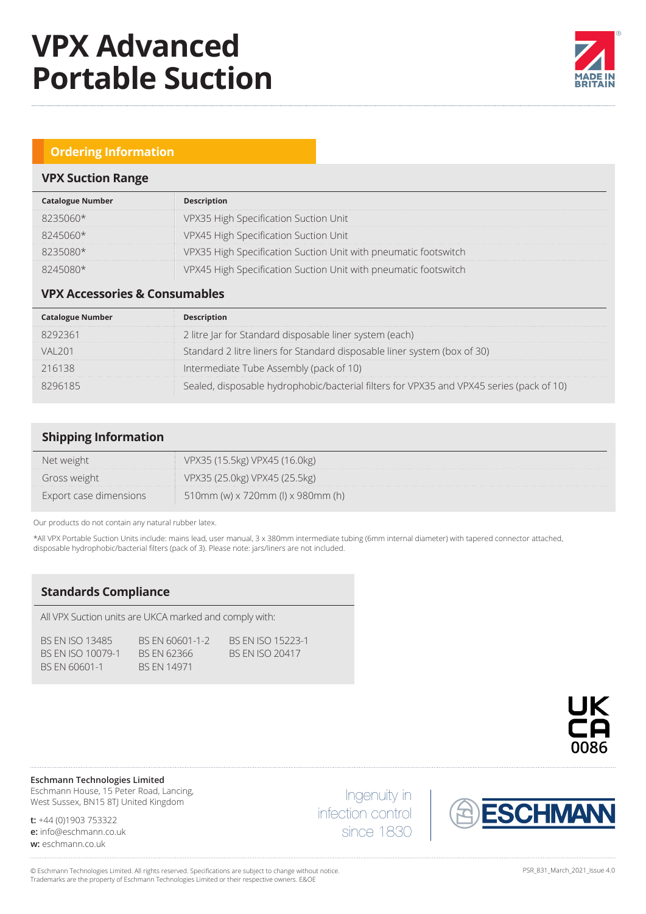# VPX Advanced Portable Suction

MADE IN BRITAIN

## Ordering Information

### VPX Suction Range

| Catalogue Number | Description |
| --- | --- |
| 8235060* | VPX35 High Specification Suction Unit |
| 8245060* | VPX45 High Specification Suction Unit |
| 8235080* | VPX35 High Specification Suction Unit with pneumatic footswitch |
| 8245080* | VPX45 High Specification Suction Unit with pneumatic footswitch |

### VPX Accessories & Consumables

| Catalogue Number | Description |
| --- | --- |
| 8292361 | 2 litre Jar for Standard disposable liner system (each) |
| VAL201 | Standard 2 litre liners for Standard disposable liner system (box of 30) |
| 216138 | Intermediate Tube Assembly (pack of 10) |
| 8296185 | Sealed, disposable hydrophobic/bacterial filters for VPX35 and VPX45 series (pack of 10) |

## Shipping Information

| | |
| --- | --- |
| Net weight | VPX35 (15.5kg) VPX45 (16.0kg) |
| Gross weight | VPX35 (25.0kg) VPX45 (25.5kg) |
| Export case dimensions | 510mm (w) x 720mm (l) x 980mm (h) |

Our products do not contain any natural rubber latex.

*All VPX Portable Suction Units include: mains lead, user manual, 3 x 380mm intermediate tubing (6mm internal diameter) with tapered connector attached, disposable hydrophobic/bacterial filters (pack of 3). Please note: jars/liners are not included.

## Standards Compliance

All VPX Suction units are UKCA marked and comply with:

- BS EN ISO 13485
- BS EN ISO 10079-1
- BS EN 60601-1
- BS EN 60601-1-2
- BS EN 62366
- BS EN 14971
- BS EN ISO 15223-1
- BS EN ISO 20417

UK CA 0086

**Eschmann Technologies Limited**
Eschmann House, 15 Peter Road, Lancing,
West Sussex, BN15 8TJ United Kingdom

**t:** +44 (0)1903 753322
**e:** info@eschmann.co.uk
**w:** eschmann.co.uk

Ingenuity in infection control since 1830

ESCHMANN

© Eschmann Technologies Limited. All rights reserved. Specifications are subject to change without notice.
Trademarks are the property of Eschmann Technologies Limited or their respective owners. E&OE

PSR_831_March_2021_Issue 4.0